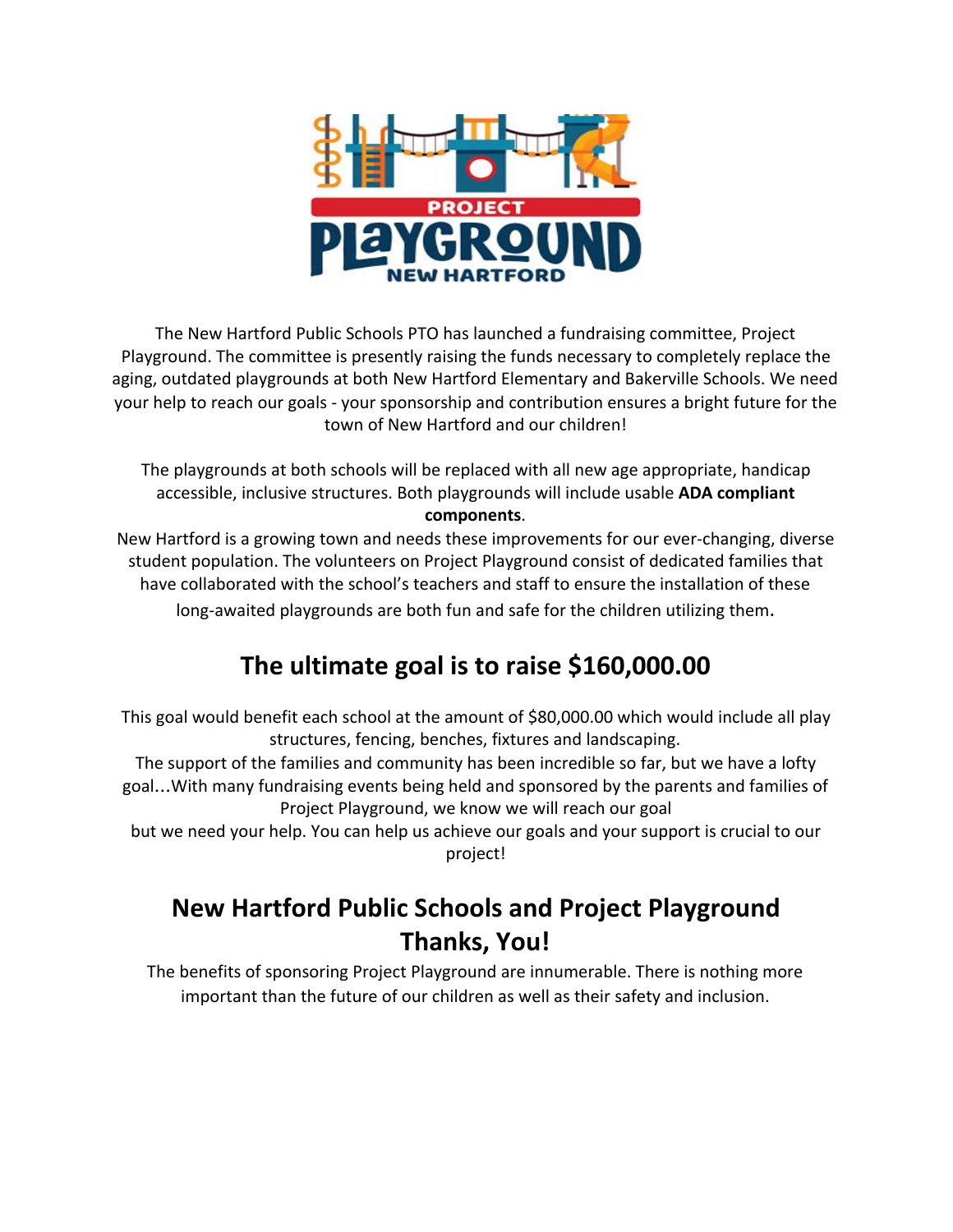The New Hartford Public Schools PTO has launched a fundraising committee, Project Playground. The committee is presently raising the funds necessary to completely replace the aging, outdated playgrounds at both New Hartford Elementary and Bakerville Schools. We need your help to reach our goals - your sponsorship and contribution ensures a bright future for the town of New Hartford and our children!

The playgrounds at both schools will be replaced with all new age appropriate, handicap accessible, inclusive structures. Both playgrounds will include usable **ADA compliant components**.

New Hartford is a growing town and needs these improvements for our ever-changing, diverse student population. The volunteers on Project Playground consist of dedicated families that have collaborated with the school's teachers and staff to ensure the installation of these long-awaited playgrounds are both fun and safe for the children utilizing them.

## The ultimate goal is to raise $160,000.00

This goal would benefit each school at the amount of $80,000.00 which would include all play structures, fencing, benches, fixtures and landscaping.

The support of the families and community has been incredible so far, but we have a lofty goal…With many fundraising events being held and sponsored by the parents and families of Project Playground, we know we will reach our goal but we need your help. You can help us achieve our goals and your support is crucial to our project!

## New Hartford Public Schools and Project Playground Thanks, You!

The benefits of sponsoring Project Playground are innumerable. There is nothing more important than the future of our children as well as their safety and inclusion.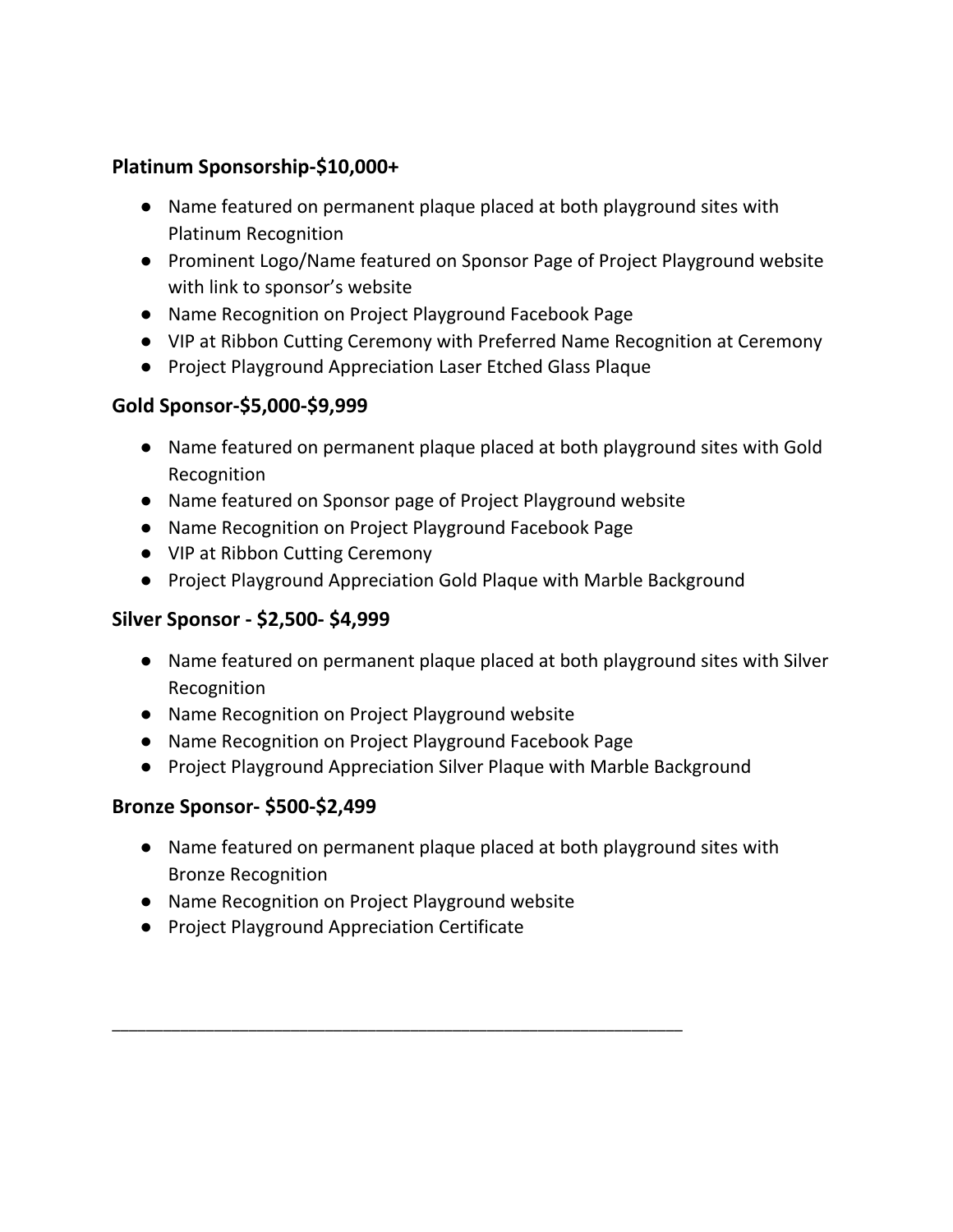**Platinum Sponsorship-$10,000+**

- Name featured on permanent plaque placed at both playground sites with Platinum Recognition
- Prominent Logo/Name featured on Sponsor Page of Project Playground website with link to sponsor's website
- Name Recognition on Project Playground Facebook Page
- VIP at Ribbon Cutting Ceremony with Preferred Name Recognition at Ceremony
- Project Playground Appreciation Laser Etched Glass Plaque

**Gold Sponsor-$5,000-$9,999**

- Name featured on permanent plaque placed at both playground sites with Gold Recognition
- Name featured on Sponsor page of Project Playground website
- Name Recognition on Project Playground Facebook Page
- VIP at Ribbon Cutting Ceremony
- Project Playground Appreciation Gold Plaque with Marble Background

**Silver Sponsor - $2,500- $4,999**

- Name featured on permanent plaque placed at both playground sites with Silver Recognition
- Name Recognition on Project Playground website
- Name Recognition on Project Playground Facebook Page
- Project Playground Appreciation Silver Plaque with Marble Background

**Bronze Sponsor- $500-$2,499**

- Name featured on permanent plaque placed at both playground sites with Bronze Recognition
- Name Recognition on Project Playground website
- Project Playground Appreciation Certificate

---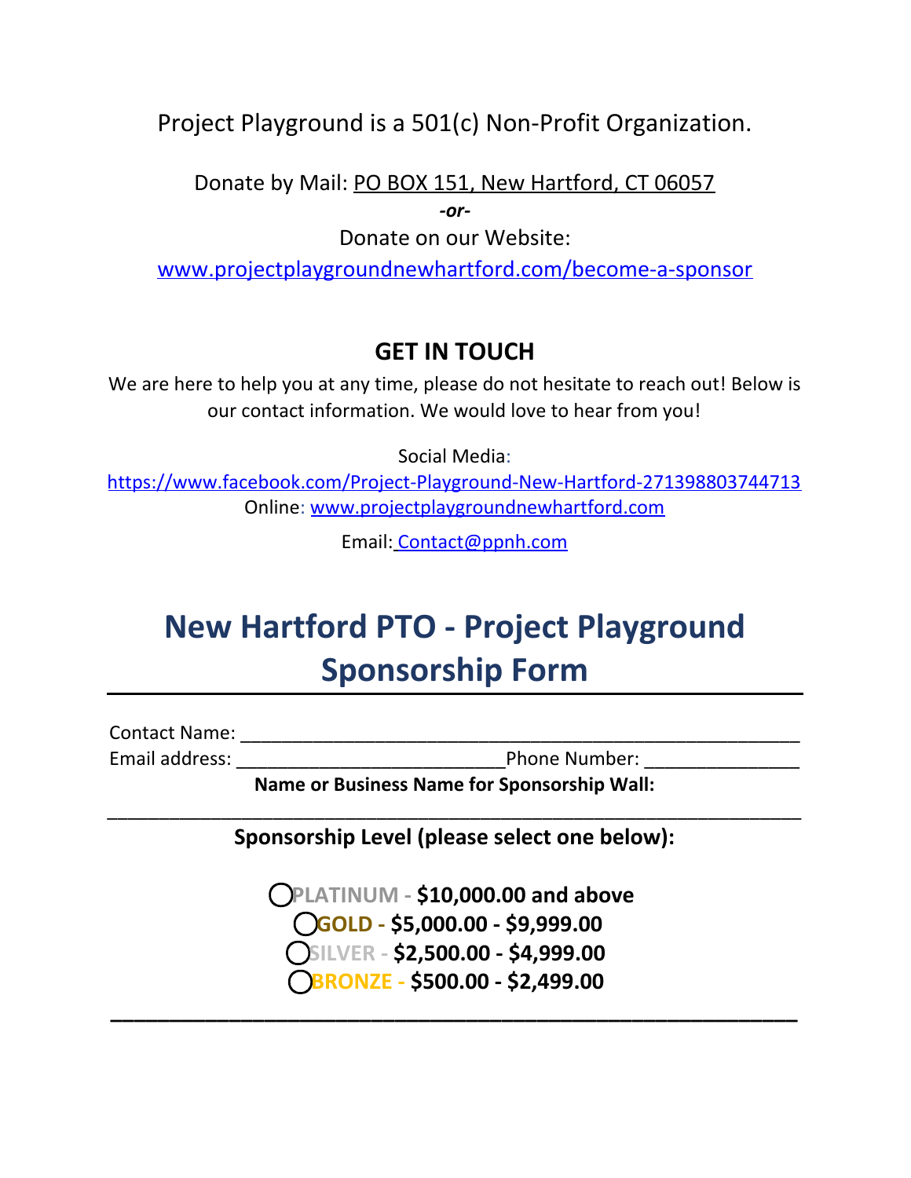Project Playground is a 501(c) Non-Profit Organization.

Donate by Mail: PO BOX 151, New Hartford, CT 06057

*-or-*

Donate on our Website:

www.projectplaygroundnewhartford.com/become-a-sponsor

**GET IN TOUCH**

We are here to help you at any time, please do not hesitate to reach out! Below is our contact information. We would love to hear from you!

Social Media:

https://www.facebook.com/Project-Playground-New-Hartford-271398803744713

Online: www.projectplaygroundnewhartford.com

Email: Contact@ppnh.com

# New Hartford PTO - Project Playground Sponsorship Form

---

Contact Name: ________________________________________________________

Email address: __________________________ Phone Number: _______________

**Name or Business Name for Sponsorship Wall:**

______________________________________________________________________

**Sponsorship Level (please select one below):**

◯ PLATINUM - **$10,000.00 and above**

◯ GOLD - **$5,000.00 - $9,999.00**

◯ SILVER - **$2,500.00 - $4,999.00**

◯ BRONZE - **$500.00 - $2,499.00**

---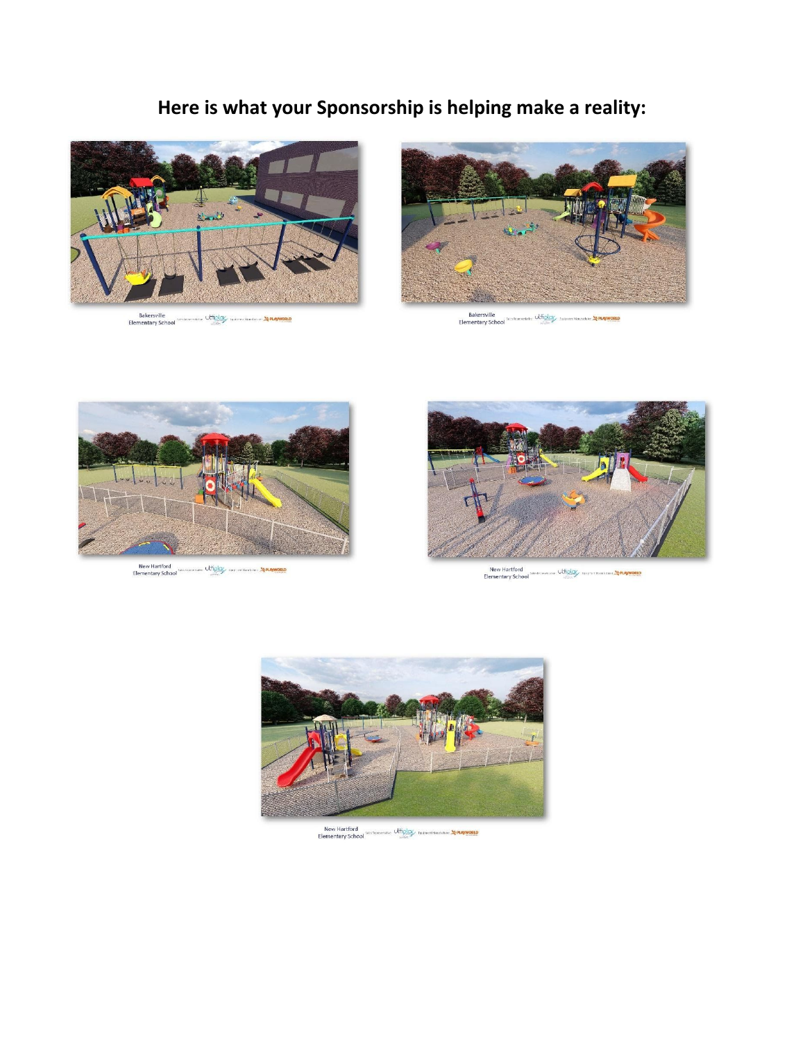## Here is what your Sponsorship is helping make a reality:

Bakersville Elementary School

Bakersville Elementary School

New Hartford Elementary School

New Hartford Elementary School

New Hartford Elementary School